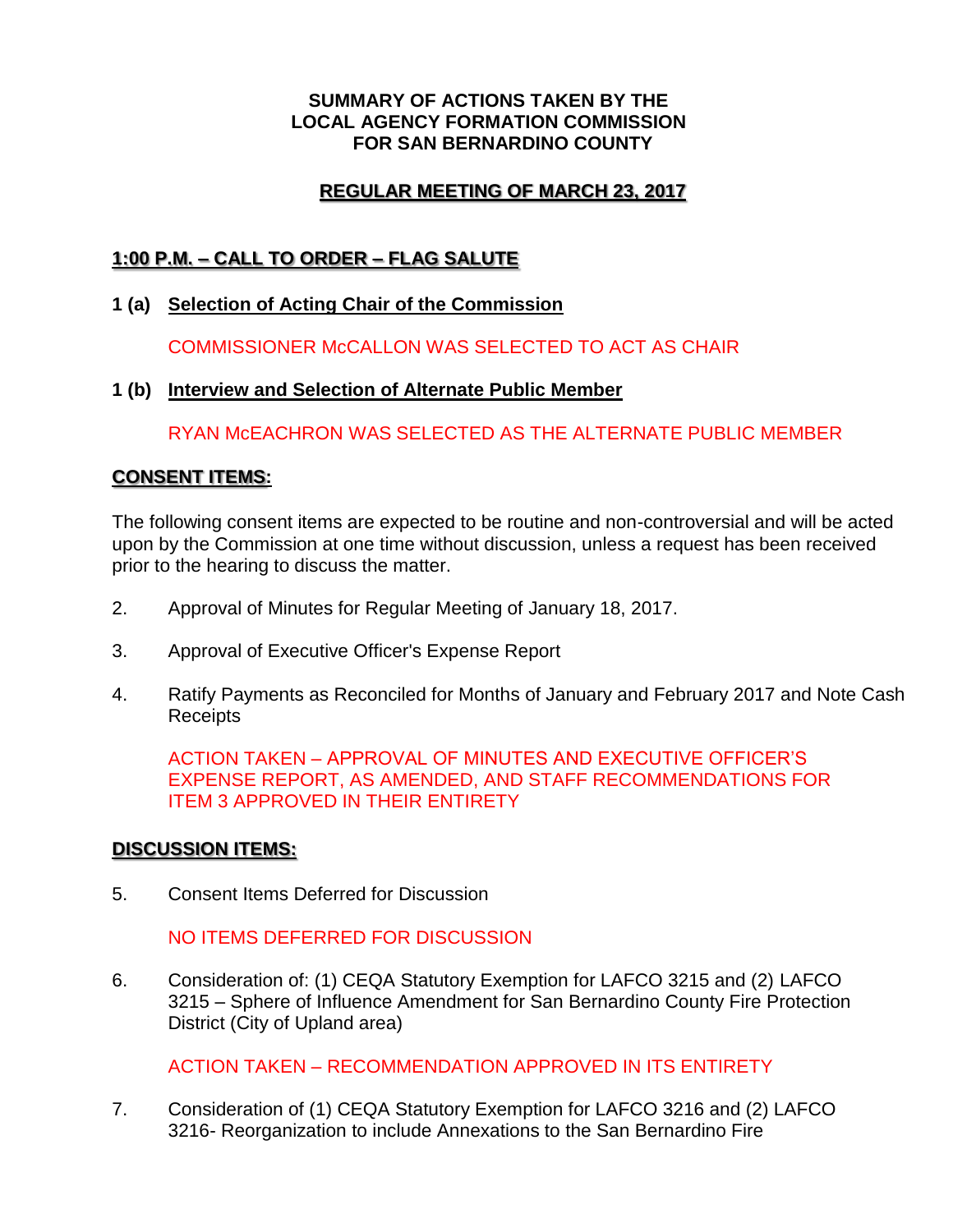**SUMMARY OF ACTIONS TAKEN BY THE**
**LOCAL AGENCY FORMATION COMMISSION**
**FOR SAN BERNARDINO COUNTY**

## REGULAR MEETING OF MARCH 23, 2017

### 1:00 P.M. – CALL TO ORDER – FLAG SALUTE

**1 (a) Selection of Acting Chair of the Commission**

COMMISSIONER McCALLON WAS SELECTED TO ACT AS CHAIR

**1 (b) Interview and Selection of Alternate Public Member**

RYAN McEACHRON WAS SELECTED AS THE ALTERNATE PUBLIC MEMBER

### CONSENT ITEMS:

The following consent items are expected to be routine and non-controversial and will be acted upon by the Commission at one time without discussion, unless a request has been received prior to the hearing to discuss the matter.

2. Approval of Minutes for Regular Meeting of January 18, 2017.

3. Approval of Executive Officer's Expense Report

4. Ratify Payments as Reconciled for Months of January and February 2017 and Note Cash Receipts

   ACTION TAKEN – APPROVAL OF MINUTES AND EXECUTIVE OFFICER'S EXPENSE REPORT, AS AMENDED, AND STAFF RECOMMENDATIONS FOR ITEM 3 APPROVED IN THEIR ENTIRETY

### DISCUSSION ITEMS:

5. Consent Items Deferred for Discussion

   NO ITEMS DEFERRED FOR DISCUSSION

6. Consideration of: (1) CEQA Statutory Exemption for LAFCO 3215 and (2) LAFCO 3215 – Sphere of Influence Amendment for San Bernardino County Fire Protection District (City of Upland area)

   ACTION TAKEN – RECOMMENDATION APPROVED IN ITS ENTIRETY

7. Consideration of (1) CEQA Statutory Exemption for LAFCO 3216 and (2) LAFCO 3216- Reorganization to include Annexations to the San Bernardino Fire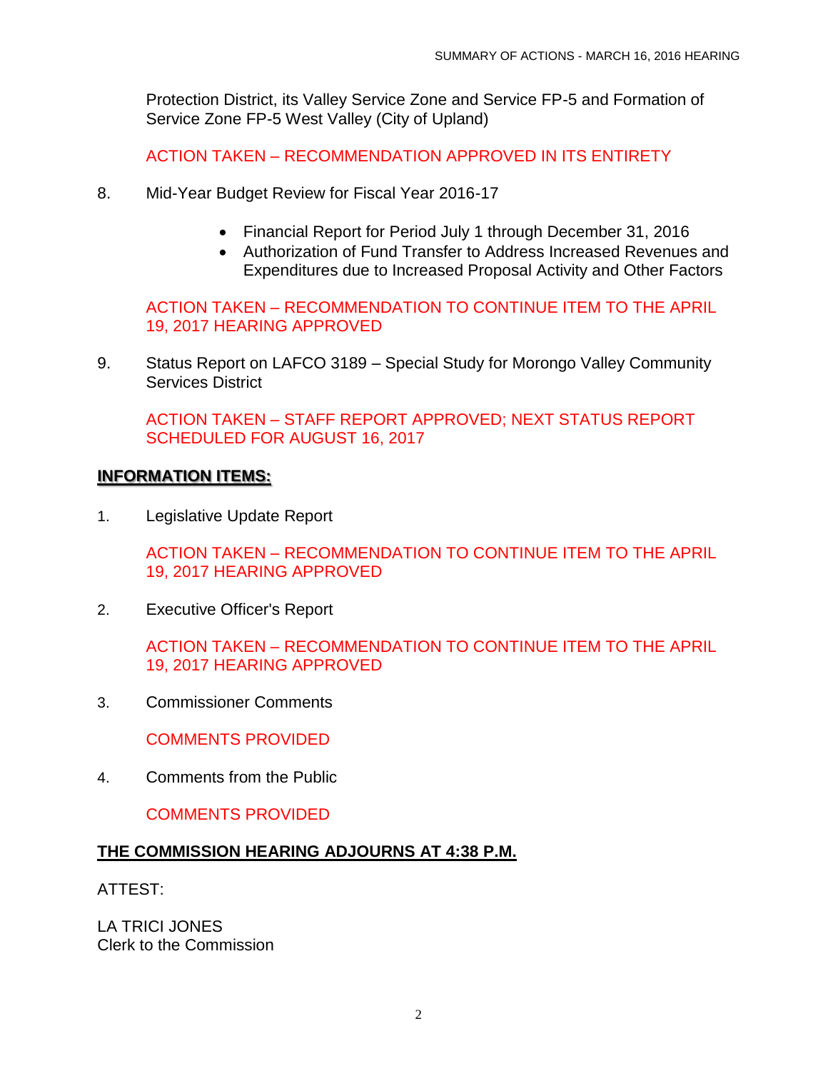Protection District, its Valley Service Zone and Service FP-5 and Formation of Service Zone FP-5 West Valley (City of Upland)

ACTION TAKEN – RECOMMENDATION APPROVED IN ITS ENTIRETY

8. Mid-Year Budget Review for Fiscal Year 2016-17

   - Financial Report for Period July 1 through December 31, 2016
   - Authorization of Fund Transfer to Address Increased Revenues and Expenditures due to Increased Proposal Activity and Other Factors

   ACTION TAKEN – RECOMMENDATION TO CONTINUE ITEM TO THE APRIL 19, 2017 HEARING APPROVED

9. Status Report on LAFCO 3189 – Special Study for Morongo Valley Community Services District

   ACTION TAKEN – STAFF REPORT APPROVED; NEXT STATUS REPORT SCHEDULED FOR AUGUST 16, 2017

## INFORMATION ITEMS:

1. Legislative Update Report

   ACTION TAKEN – RECOMMENDATION TO CONTINUE ITEM TO THE APRIL 19, 2017 HEARING APPROVED

2. Executive Officer's Report

   ACTION TAKEN – RECOMMENDATION TO CONTINUE ITEM TO THE APRIL 19, 2017 HEARING APPROVED

3. Commissioner Comments

   COMMENTS PROVIDED

4. Comments from the Public

   COMMENTS PROVIDED

**THE COMMISSION HEARING ADJOURNS AT 4:38 P.M.**

ATTEST:

LA TRICI JONES
Clerk to the Commission